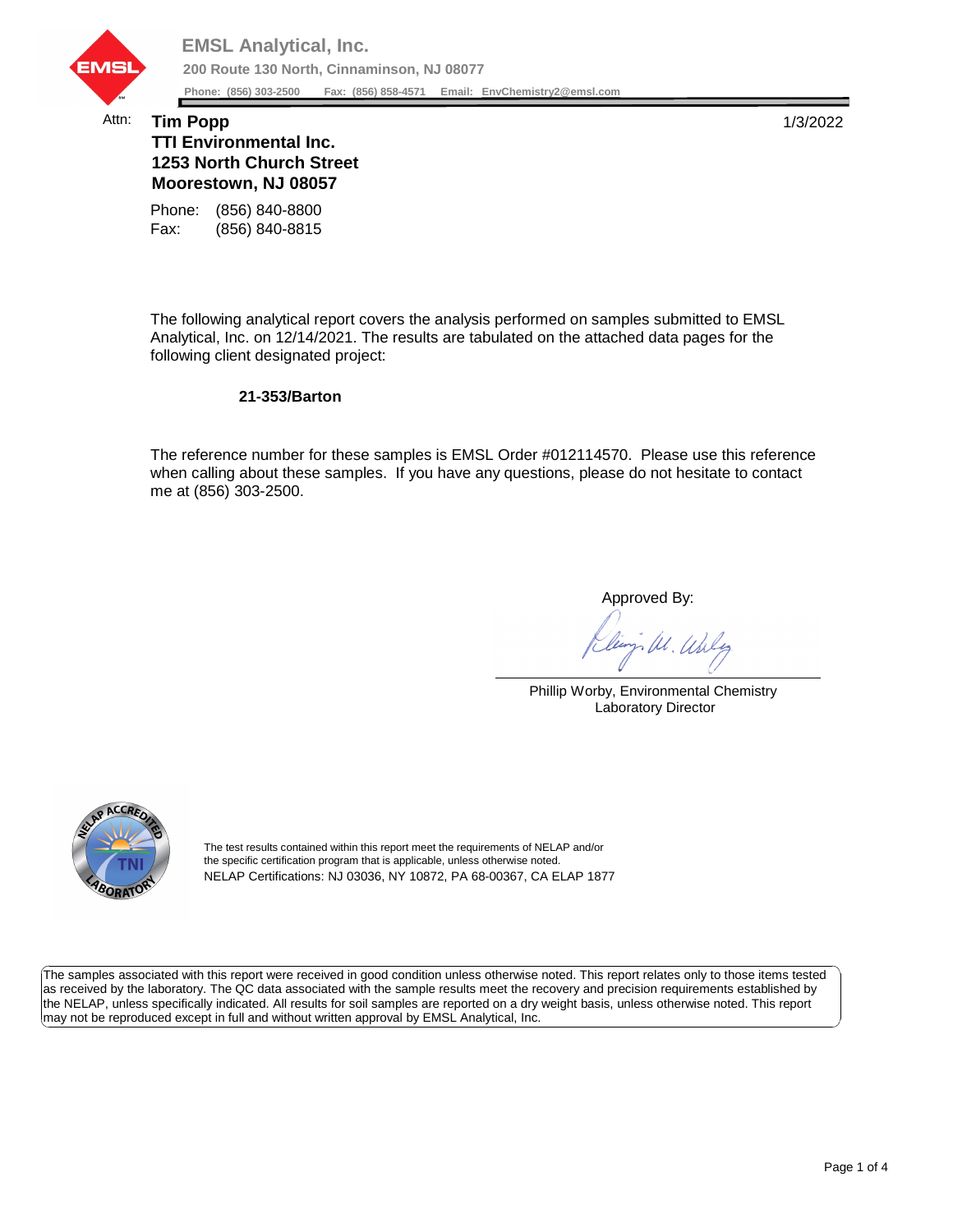**EMSL Analytical, Inc.**

**200 Route 130 North, Cinnaminson, NJ 08077**

**Phone: (856) 303-2500 Fax: (856) 858-4571 Email: EnvChemistry2@emsl.com**

Attn: **Tim Popp**
**TTI Environmental Inc.**
**1253 North Church Street**
**Moorestown, NJ 08057**

1/3/2022

Phone: (856) 840-8800
Fax: (856) 840-8815

The following analytical report covers the analysis performed on samples submitted to EMSL Analytical, Inc. on 12/14/2021. The results are tabulated on the attached data pages for the following client designated project:

**21-353/Barton**

The reference number for these samples is EMSL Order #012114570. Please use this reference when calling about these samples. If you have any questions, please do not hesitate to contact me at (856) 303-2500.

Approved By:

Phillip Worby, Environmental Chemistry Laboratory Director

The test results contained within this report meet the requirements of NELAP and/or the specific certification program that is applicable, unless otherwise noted.
NELAP Certifications: NJ 03036, NY 10872, PA 68-00367, CA ELAP 1877

The samples associated with this report were received in good condition unless otherwise noted. This report relates only to those items tested as received by the laboratory. The QC data associated with the sample results meet the recovery and precision requirements established by the NELAP, unless specifically indicated. All results for soil samples are reported on a dry weight basis, unless otherwise noted. This report may not be reproduced except in full and without written approval by EMSL Analytical, Inc.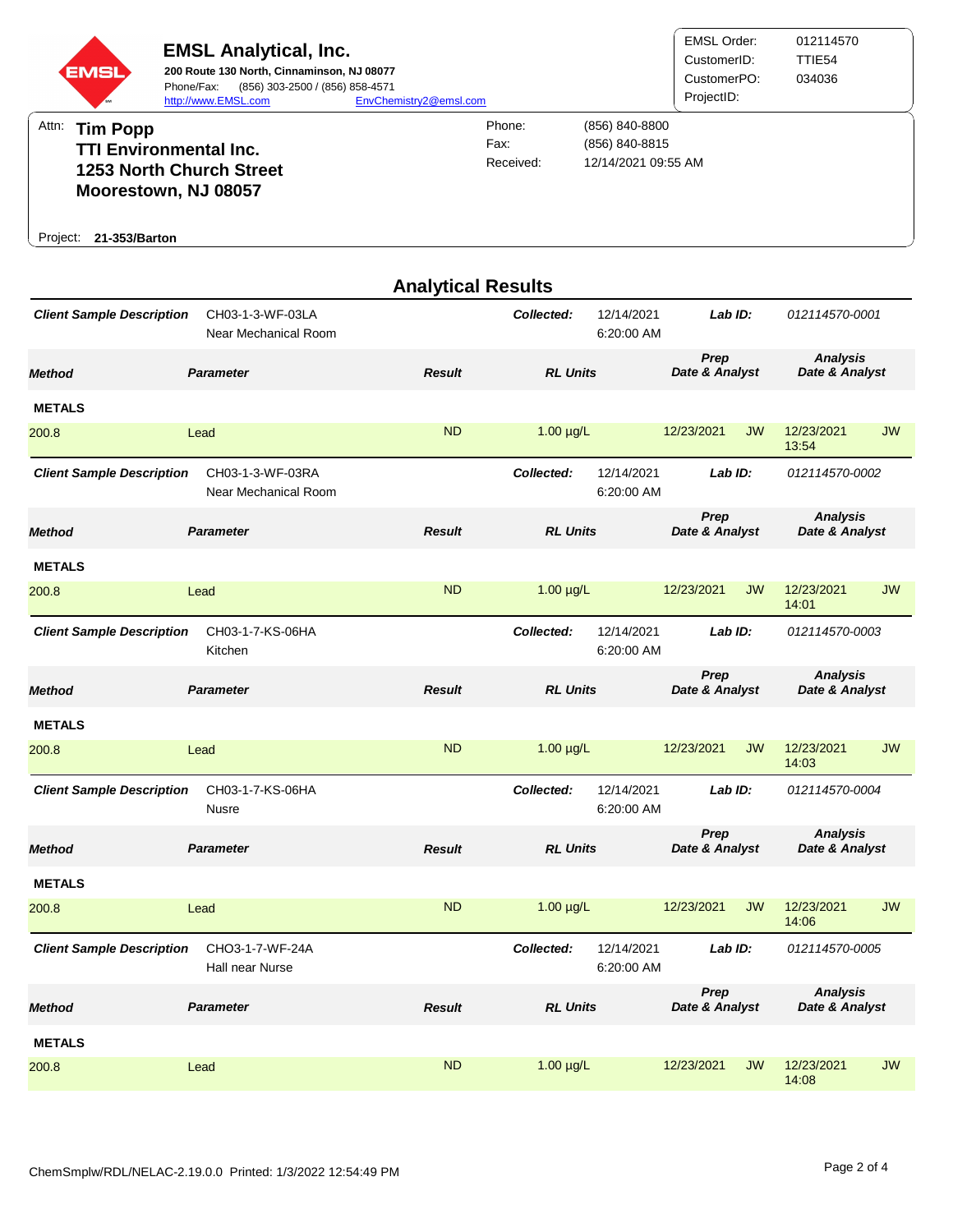**EMSL Analytical, Inc.**
**200 Route 130 North, Cinnaminson, NJ 08077**
Phone/Fax: (856) 303-2500 / (856) 858-4571
http://www.EMSL.com EnvChemistry2@emsl.com

| | |
|---|---|
| EMSL Order: | 012114570 |
| CustomerID: | TTIE54 |
| CustomerPO: | 034036 |
| ProjectID: | |

Attn: **Tim Popp**
**TTI Environmental Inc.**
**1253 North Church Street**
**Moorestown, NJ 08057**

| | |
|---|---|
| Phone: | (856) 840-8800 |
| Fax: | (856) 840-8815 |
| Received: | 12/14/2021 09:55 AM |

Project: **21-353/Barton**

## Analytical Results

***Client Sample Description*** CH03-1-3-WF-03LA Near Mechanical Room — ***Collected:*** 12/14/2021 6:20:00 AM — ***Lab ID:*** *012114570-0001*

| *Method* | *Parameter* | *Result* | *RL Units* | *Prep Date & Analyst* | | *Analysis Date & Analyst* | |
|---|---|---|---|---|---|---|---|
| **METALS** | | | | | | | |
| 200.8 | Lead | ND | 1.00 µg/L | 12/23/2021 | JW | 12/23/2021 13:54 | JW |

***Client Sample Description*** CH03-1-3-WF-03RA Near Mechanical Room — ***Collected:*** 12/14/2021 6:20:00 AM — ***Lab ID:*** *012114570-0002*

| *Method* | *Parameter* | *Result* | *RL Units* | *Prep Date & Analyst* | | *Analysis Date & Analyst* | |
|---|---|---|---|---|---|---|---|
| **METALS** | | | | | | | |
| 200.8 | Lead | ND | 1.00 µg/L | 12/23/2021 | JW | 12/23/2021 14:01 | JW |

***Client Sample Description*** CH03-1-7-KS-06HA Kitchen — ***Collected:*** 12/14/2021 6:20:00 AM — ***Lab ID:*** *012114570-0003*

| *Method* | *Parameter* | *Result* | *RL Units* | *Prep Date & Analyst* | | *Analysis Date & Analyst* | |
|---|---|---|---|---|---|---|---|
| **METALS** | | | | | | | |
| 200.8 | Lead | ND | 1.00 µg/L | 12/23/2021 | JW | 12/23/2021 14:03 | JW |

***Client Sample Description*** CH03-1-7-KS-06HA Nusre — ***Collected:*** 12/14/2021 6:20:00 AM — ***Lab ID:*** *012114570-0004*

| *Method* | *Parameter* | *Result* | *RL Units* | *Prep Date & Analyst* | | *Analysis Date & Analyst* | |
|---|---|---|---|---|---|---|---|
| **METALS** | | | | | | | |
| 200.8 | Lead | ND | 1.00 µg/L | 12/23/2021 | JW | 12/23/2021 14:06 | JW |

***Client Sample Description*** CHO3-1-7-WF-24A Hall near Nurse — ***Collected:*** 12/14/2021 6:20:00 AM — ***Lab ID:*** *012114570-0005*

| *Method* | *Parameter* | *Result* | *RL Units* | *Prep Date & Analyst* | | *Analysis Date & Analyst* | |
|---|---|---|---|---|---|---|---|
| **METALS** | | | | | | | |
| 200.8 | Lead | ND | 1.00 µg/L | 12/23/2021 | JW | 12/23/2021 14:08 | JW |

ChemSmplw/RDL/NELAC-2.19.0.0 Printed: 1/3/2022 12:54:49 PM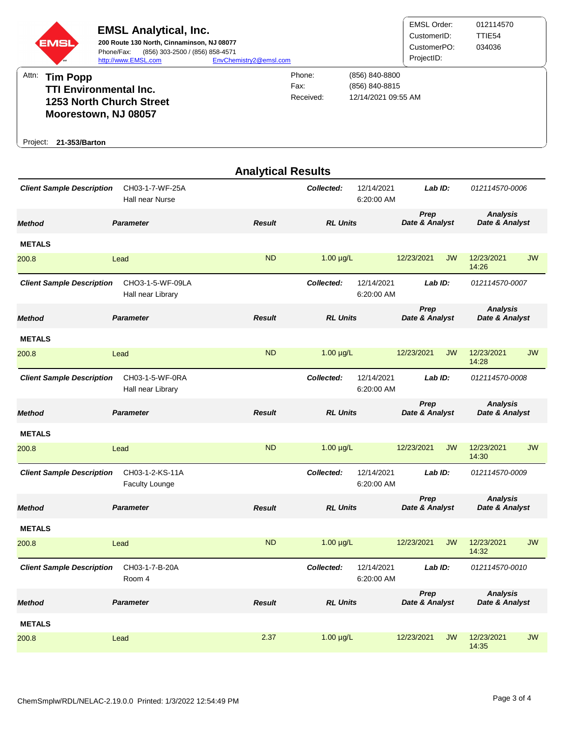# EMSL Analytical, Inc.

**200 Route 130 North, Cinnaminson, NJ 08077**
Phone/Fax: (856) 303-2500 / (856) 858-4571
http://www.EMSL.com EnvChemistry2@emsl.com

| | |
|---|---|
| EMSL Order: | 012114570 |
| CustomerID: | TTIE54 |
| CustomerPO: | 034036 |
| ProjectID: | |

Attn: **Tim Popp**
**TTI Environmental Inc.**
**1253 North Church Street**
**Moorestown, NJ 08057**

| | |
|---|---|
| Phone: | (856) 840-8800 |
| Fax: | (856) 840-8815 |
| Received: | 12/14/2021 09:55 AM |

Project: **21-353/Barton**

## Analytical Results

**Client Sample Description:** CH03-1-7-WF-25A, Hall near Nurse — **Collected:** 12/14/2021 6:20:00 AM — **Lab ID:** 012114570-0006

| Method | Parameter | Result | RL Units | Prep Date & Analyst | | Analysis Date & Analyst | |
|---|---|---|---|---|---|---|---|
| **METALS** | | | | | | | |
| 200.8 | Lead | ND | 1.00 µg/L | 12/23/2021 | JW | 12/23/2021 14:26 | JW |

**Client Sample Description:** CHO3-1-5-WF-09LA, Hall near Library — **Collected:** 12/14/2021 6:20:00 AM — **Lab ID:** 012114570-0007

| Method | Parameter | Result | RL Units | Prep Date & Analyst | | Analysis Date & Analyst | |
|---|---|---|---|---|---|---|---|
| **METALS** | | | | | | | |
| 200.8 | Lead | ND | 1.00 µg/L | 12/23/2021 | JW | 12/23/2021 14:28 | JW |

**Client Sample Description:** CH03-1-5-WF-0RA, Hall near Library — **Collected:** 12/14/2021 6:20:00 AM — **Lab ID:** 012114570-0008

| Method | Parameter | Result | RL Units | Prep Date & Analyst | | Analysis Date & Analyst | |
|---|---|---|---|---|---|---|---|
| **METALS** | | | | | | | |
| 200.8 | Lead | ND | 1.00 µg/L | 12/23/2021 | JW | 12/23/2021 14:30 | JW |

**Client Sample Description:** CH03-1-2-KS-11A, Faculty Lounge — **Collected:** 12/14/2021 6:20:00 AM — **Lab ID:** 012114570-0009

| Method | Parameter | Result | RL Units | Prep Date & Analyst | | Analysis Date & Analyst | |
|---|---|---|---|---|---|---|---|
| **METALS** | | | | | | | |
| 200.8 | Lead | ND | 1.00 µg/L | 12/23/2021 | JW | 12/23/2021 14:32 | JW |

**Client Sample Description:** CH03-1-7-B-20A, Room 4 — **Collected:** 12/14/2021 6:20:00 AM — **Lab ID:** 012114570-0010

| Method | Parameter | Result | RL Units | Prep Date & Analyst | | Analysis Date & Analyst | |
|---|---|---|---|---|---|---|---|
| **METALS** | | | | | | | |
| 200.8 | Lead | 2.37 | 1.00 µg/L | 12/23/2021 | JW | 12/23/2021 14:35 | JW |

ChemSmplw/RDL/NELAC-2.19.0.0 Printed: 1/3/2022 12:54:49 PM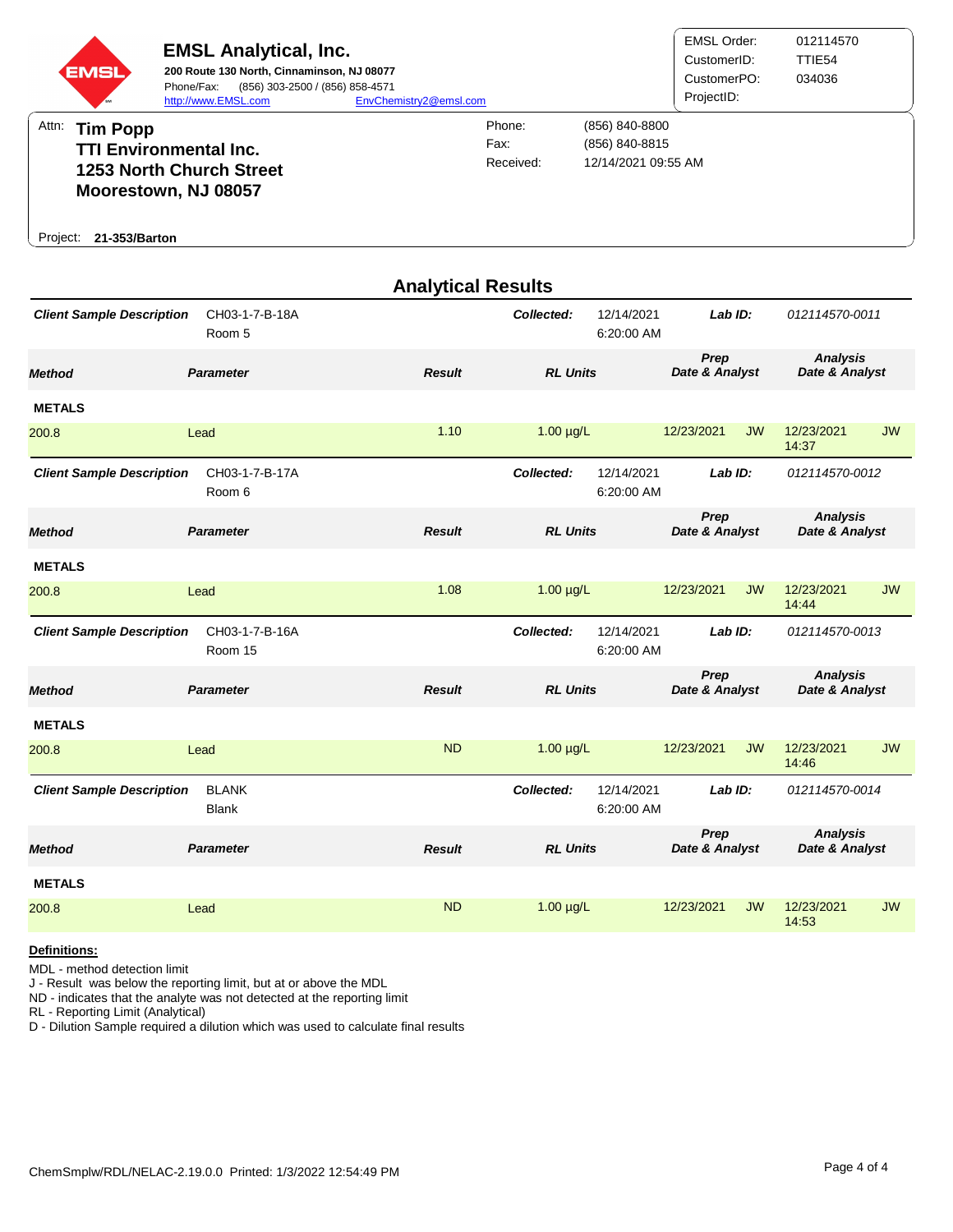# EMSL Analytical, Inc.

**200 Route 130 North, Cinnaminson, NJ 08077**
Phone/Fax: (856) 303-2500 / (856) 858-4571
http://www.EMSL.com EnvChemistry2@emsl.com

| | |
|---|---|
| EMSL Order: | 012114570 |
| CustomerID: | TTIE54 |
| CustomerPO: | 034036 |
| ProjectID: | |

Attn: **Tim Popp**
**TTI Environmental Inc.**
**1253 North Church Street**
**Moorestown, NJ 08057**

| | |
|---|---|
| Phone: | (856) 840-8800 |
| Fax: | (856) 840-8815 |
| Received: | 12/14/2021 09:55 AM |

Project: **21-353/Barton**

## Analytical Results

**Client Sample Description:** CH03-1-7-B-18A Room 5
**Collected:** 12/14/2021 6:20:00 AM
**Lab ID:** 012114570-0011

| Method | Parameter | Result | RL Units | Prep Date & Analyst | | Analysis Date & Analyst | |
|---|---|---|---|---|---|---|---|
| **METALS** | | | | | | | |
| 200.8 | Lead | 1.10 | 1.00 µg/L | 12/23/2021 | JW | 12/23/2021 14:37 | JW |

**Client Sample Description:** CH03-1-7-B-17A Room 6
**Collected:** 12/14/2021 6:20:00 AM
**Lab ID:** 012114570-0012

| Method | Parameter | Result | RL Units | Prep Date & Analyst | | Analysis Date & Analyst | |
|---|---|---|---|---|---|---|---|
| **METALS** | | | | | | | |
| 200.8 | Lead | 1.08 | 1.00 µg/L | 12/23/2021 | JW | 12/23/2021 14:44 | JW |

**Client Sample Description:** CH03-1-7-B-16A Room 15
**Collected:** 12/14/2021 6:20:00 AM
**Lab ID:** 012114570-0013

| Method | Parameter | Result | RL Units | Prep Date & Analyst | | Analysis Date & Analyst | |
|---|---|---|---|---|---|---|---|
| **METALS** | | | | | | | |
| 200.8 | Lead | ND | 1.00 µg/L | 12/23/2021 | JW | 12/23/2021 14:46 | JW |

**Client Sample Description:** BLANK Blank
**Collected:** 12/14/2021 6:20:00 AM
**Lab ID:** 012114570-0014

| Method | Parameter | Result | RL Units | Prep Date & Analyst | | Analysis Date & Analyst | |
|---|---|---|---|---|---|---|---|
| **METALS** | | | | | | | |
| 200.8 | Lead | ND | 1.00 µg/L | 12/23/2021 | JW | 12/23/2021 14:53 | JW |

**Definitions:**

MDL - method detection limit
J - Result was below the reporting limit, but at or above the MDL
ND - indicates that the analyte was not detected at the reporting limit
RL - Reporting Limit (Analytical)
D - Dilution Sample required a dilution which was used to calculate final results

ChemSmplw/RDL/NELAC-2.19.0.0 Printed: 1/3/2022 12:54:49 PM